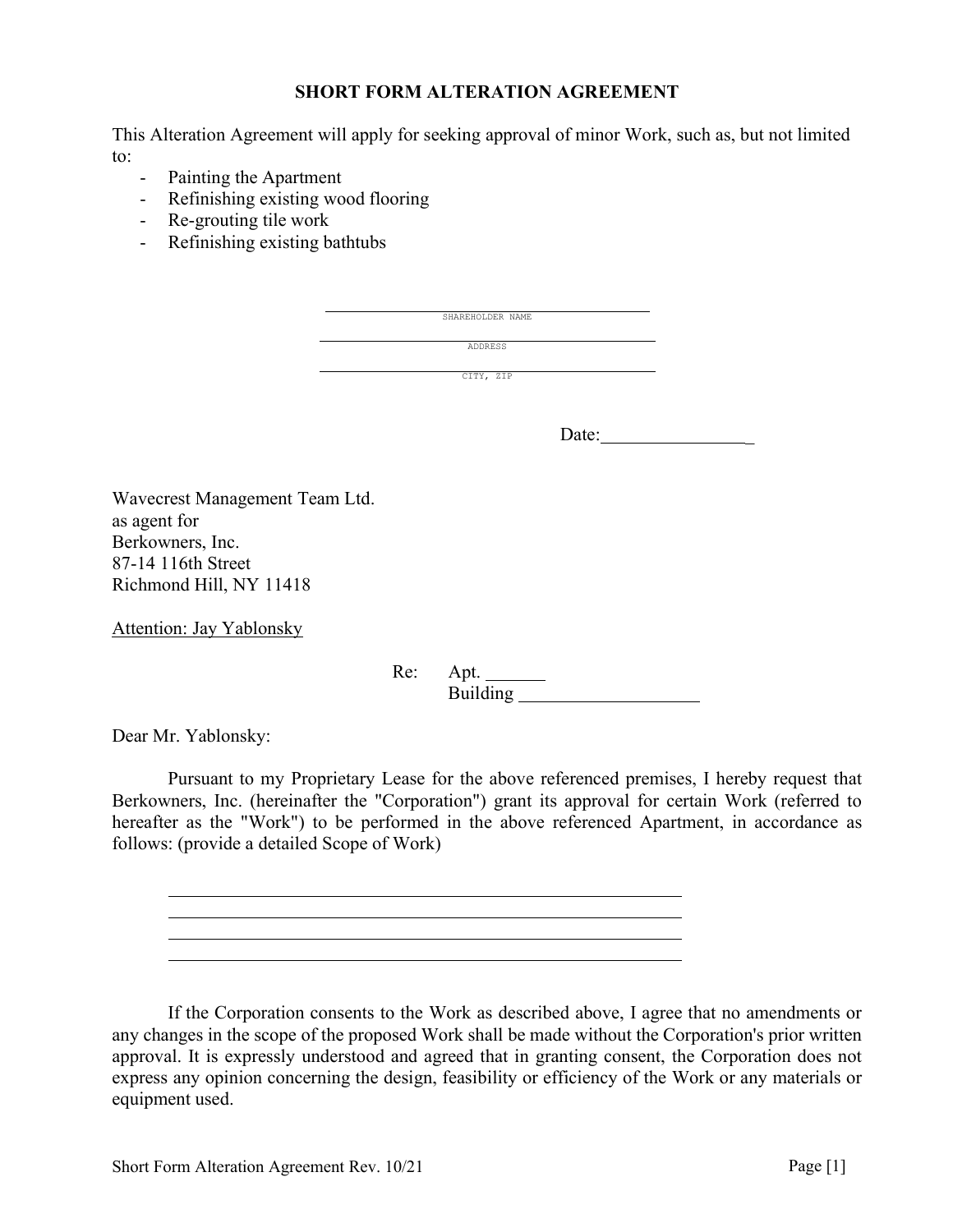# SHORT FORM ALTERATION AGREEMENT

This Alteration Agreement will apply for seeking approval of minor Work, such as, but not limited to:

- Painting the Apartment
- Refinishing existing wood flooring
- Re-grouting tile work
- Refinishing existing bathtubs

\_\_\_\_\_\_\_\_\_\_\_\_\_\_\_\_\_\_\_\_\_\_\_\_\_\_\_\_\_\_\_\_\_\_\_\_\_\_\_\_
SHAREHOLDER NAME

\_\_\_\_\_\_\_\_\_\_\_\_\_\_\_\_\_\_\_\_\_\_\_\_\_\_\_\_\_\_\_\_\_\_\_\_\_\_\_\_
ADDRESS

\_\_\_\_\_\_\_\_\_\_\_\_\_\_\_\_\_\_\_\_\_\_\_\_\_\_\_\_\_\_\_\_\_\_\_\_\_\_\_\_
CITY, ZIP

Date:\_\_\_\_\_\_\_\_\_\_\_\_\_\_\_\_\_

Wavecrest Management Team Ltd.
as agent for
Berkowners, Inc.
87-14 116th Street
Richmond Hill, NY 11418

Attention: Jay Yablonsky

Re: Apt. \_\_\_\_\_\_\_
Building \_\_\_\_\_\_\_\_\_\_\_\_\_\_\_\_\_\_\_\_

Dear Mr. Yablonsky:

Pursuant to my Proprietary Lease for the above referenced premises, I hereby request that Berkowners, Inc. (hereinafter the "Corporation") grant its approval for certain Work (referred to hereafter as the "Work") to be performed in the above referenced Apartment, in accordance as follows: (provide a detailed Scope of Work)

\_\_\_\_\_\_\_\_\_\_\_\_\_\_\_\_\_\_\_\_\_\_\_\_\_\_\_\_\_\_\_\_\_\_\_\_\_\_\_\_\_\_\_\_\_\_\_\_\_\_\_\_\_\_\_\_\_\_\_\_
\_\_\_\_\_\_\_\_\_\_\_\_\_\_\_\_\_\_\_\_\_\_\_\_\_\_\_\_\_\_\_\_\_\_\_\_\_\_\_\_\_\_\_\_\_\_\_\_\_\_\_\_\_\_\_\_\_\_\_\_
\_\_\_\_\_\_\_\_\_\_\_\_\_\_\_\_\_\_\_\_\_\_\_\_\_\_\_\_\_\_\_\_\_\_\_\_\_\_\_\_\_\_\_\_\_\_\_\_\_\_\_\_\_\_\_\_\_\_\_\_
\_\_\_\_\_\_\_\_\_\_\_\_\_\_\_\_\_\_\_\_\_\_\_\_\_\_\_\_\_\_\_\_\_\_\_\_\_\_\_\_\_\_\_\_\_\_\_\_\_\_\_\_\_\_\_\_\_\_\_\_

If the Corporation consents to the Work as described above, I agree that no amendments or any changes in the scope of the proposed Work shall be made without the Corporation's prior written approval. It is expressly understood and agreed that in granting consent, the Corporation does not express any opinion concerning the design, feasibility or efficiency of the Work or any materials or equipment used.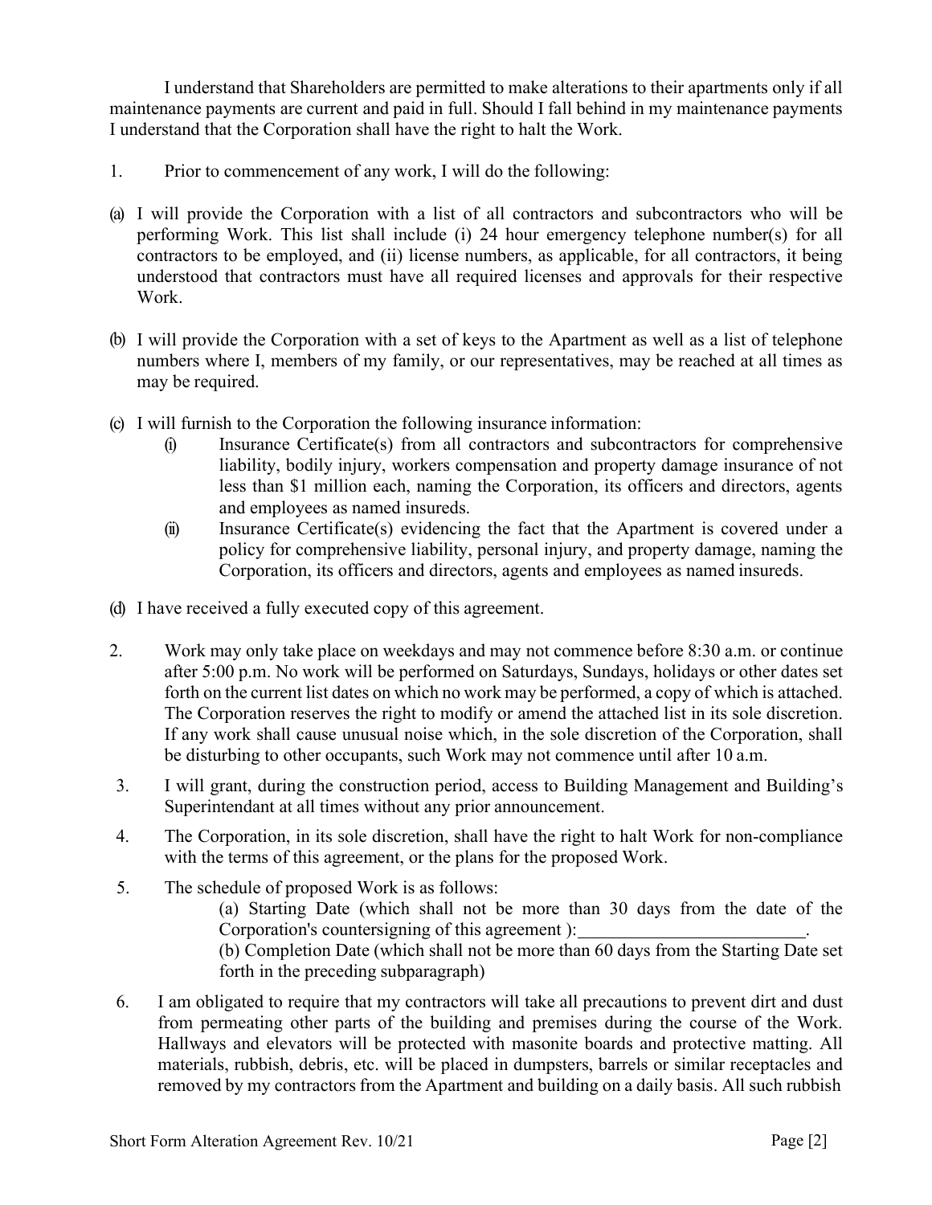I understand that Shareholders are permitted to make alterations to their apartments only if all maintenance payments are current and paid in full. Should I fall behind in my maintenance payments I understand that the Corporation shall have the right to halt the Work.

1. Prior to commencement of any work, I will do the following:

(a) I will provide the Corporation with a list of all contractors and subcontractors who will be performing Work. This list shall include (i) 24 hour emergency telephone number(s) for all contractors to be employed, and (ii) license numbers, as applicable, for all contractors, it being understood that contractors must have all required licenses and approvals for their respective Work.

(b) I will provide the Corporation with a set of keys to the Apartment as well as a list of telephone numbers where I, members of my family, or our representatives, may be reached at all times as may be required.

(c) I will furnish to the Corporation the following insurance information:

   (i) Insurance Certificate(s) from all contractors and subcontractors for comprehensive liability, bodily injury, workers compensation and property damage insurance of not less than $1 million each, naming the Corporation, its officers and directors, agents and employees as named insureds.

   (ii) Insurance Certificate(s) evidencing the fact that the Apartment is covered under a policy for comprehensive liability, personal injury, and property damage, naming the Corporation, its officers and directors, agents and employees as named insureds.

(d) I have received a fully executed copy of this agreement.

2. Work may only take place on weekdays and may not commence before 8:30 a.m. or continue after 5:00 p.m. No work will be performed on Saturdays, Sundays, holidays or other dates set forth on the current list dates on which no work may be performed, a copy of which is attached. The Corporation reserves the right to modify or amend the attached list in its sole discretion. If any work shall cause unusual noise which, in the sole discretion of the Corporation, shall be disturbing to other occupants, such Work may not commence until after 10 a.m.

3. I will grant, during the construction period, access to Building Management and Building's Superintendant at all times without any prior announcement.

4. The Corporation, in its sole discretion, shall have the right to halt Work for non-compliance with the terms of this agreement, or the plans for the proposed Work.

5. The schedule of proposed Work is as follows:

   (a) Starting Date (which shall not be more than 30 days from the date of the Corporation's countersigning of this agreement ):_________________________.

   (b) Completion Date (which shall not be more than 60 days from the Starting Date set forth in the preceding subparagraph)

6. I am obligated to require that my contractors will take all precautions to prevent dirt and dust from permeating other parts of the building and premises during the course of the Work. Hallways and elevators will be protected with masonite boards and protective matting. All materials, rubbish, debris, etc. will be placed in dumpsters, barrels or similar receptacles and removed by my contractors from the Apartment and building on a daily basis. All such rubbish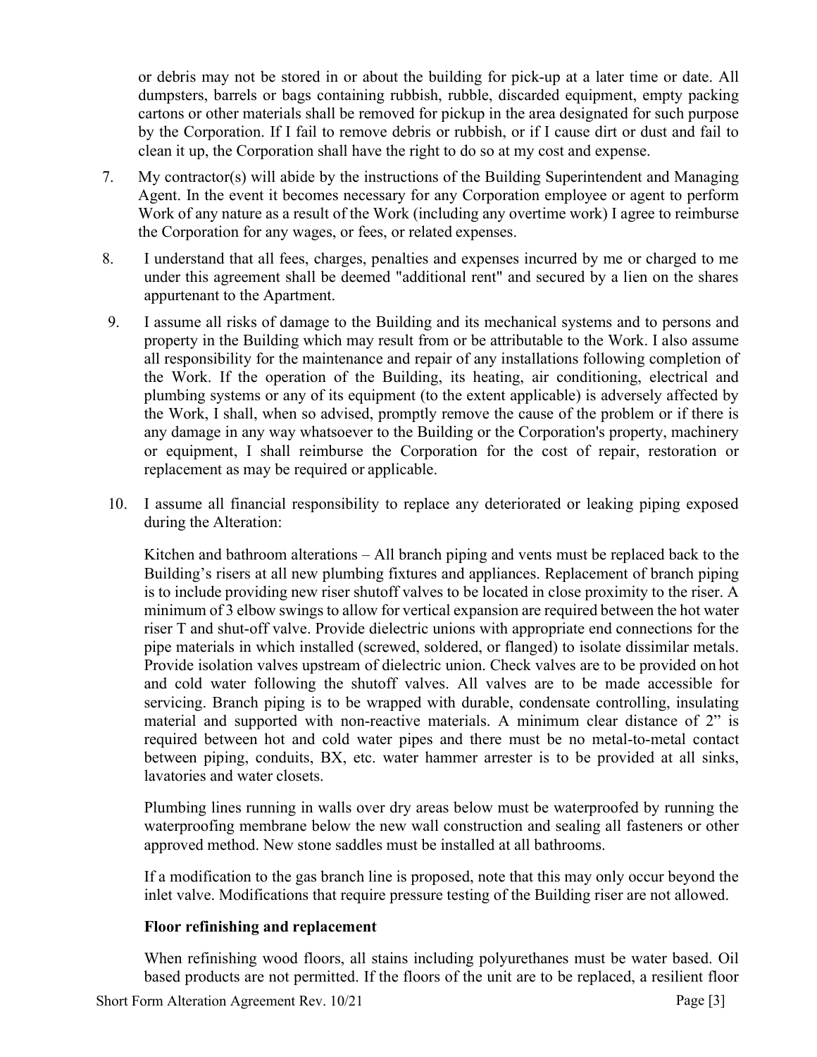or debris may not be stored in or about the building for pick-up at a later time or date. All dumpsters, barrels or bags containing rubbish, rubble, discarded equipment, empty packing cartons or other materials shall be removed for pickup in the area designated for such purpose by the Corporation. If I fail to remove debris or rubbish, or if I cause dirt or dust and fail to clean it up, the Corporation shall have the right to do so at my cost and expense.

7. My contractor(s) will abide by the instructions of the Building Superintendent and Managing Agent. In the event it becomes necessary for any Corporation employee or agent to perform Work of any nature as a result of the Work (including any overtime work) I agree to reimburse the Corporation for any wages, or fees, or related expenses.

8. I understand that all fees, charges, penalties and expenses incurred by me or charged to me under this agreement shall be deemed "additional rent" and secured by a lien on the shares appurtenant to the Apartment.

9. I assume all risks of damage to the Building and its mechanical systems and to persons and property in the Building which may result from or be attributable to the Work. I also assume all responsibility for the maintenance and repair of any installations following completion of the Work. If the operation of the Building, its heating, air conditioning, electrical and plumbing systems or any of its equipment (to the extent applicable) is adversely affected by the Work, I shall, when so advised, promptly remove the cause of the problem or if there is any damage in any way whatsoever to the Building or the Corporation's property, machinery or equipment, I shall reimburse the Corporation for the cost of repair, restoration or replacement as may be required or applicable.

10. I assume all financial responsibility to replace any deteriorated or leaking piping exposed during the Alteration:

    Kitchen and bathroom alterations – All branch piping and vents must be replaced back to the Building's risers at all new plumbing fixtures and appliances. Replacement of branch piping is to include providing new riser shutoff valves to be located in close proximity to the riser. A minimum of 3 elbow swings to allow for vertical expansion are required between the hot water riser T and shut-off valve. Provide dielectric unions with appropriate end connections for the pipe materials in which installed (screwed, soldered, or flanged) to isolate dissimilar metals. Provide isolation valves upstream of dielectric union. Check valves are to be provided on hot and cold water following the shutoff valves. All valves are to be made accessible for servicing. Branch piping is to be wrapped with durable, condensate controlling, insulating material and supported with non-reactive materials. A minimum clear distance of 2" is required between hot and cold water pipes and there must be no metal-to-metal contact between piping, conduits, BX, etc. water hammer arrester is to be provided at all sinks, lavatories and water closets.

    Plumbing lines running in walls over dry areas below must be waterproofed by running the waterproofing membrane below the new wall construction and sealing all fasteners or other approved method. New stone saddles must be installed at all bathrooms.

    If a modification to the gas branch line is proposed, note that this may only occur beyond the inlet valve. Modifications that require pressure testing of the Building riser are not allowed.

    **Floor refinishing and replacement**

    When refinishing wood floors, all stains including polyurethanes must be water based. Oil based products are not permitted. If the floors of the unit are to be replaced, a resilient floor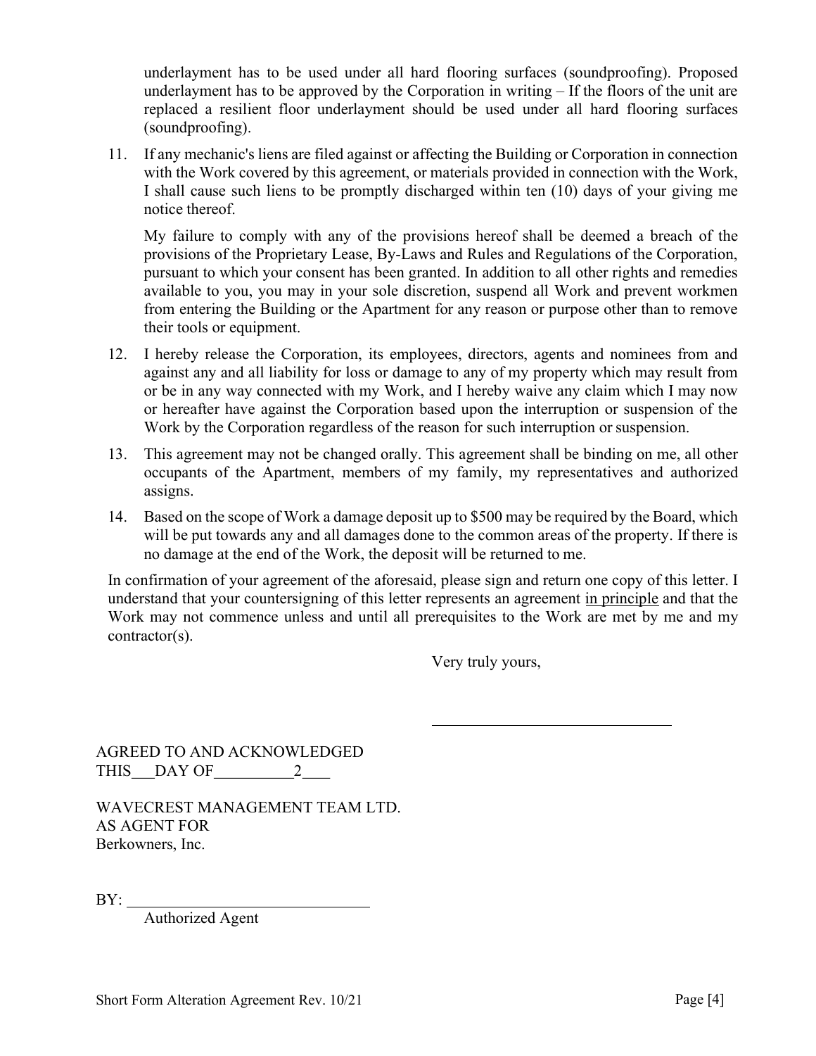underlayment has to be used under all hard flooring surfaces (soundproofing). Proposed underlayment has to be approved by the Corporation in writing – If the floors of the unit are replaced a resilient floor underlayment should be used under all hard flooring surfaces (soundproofing).

11. If any mechanic's liens are filed against or affecting the Building or Corporation in connection with the Work covered by this agreement, or materials provided in connection with the Work, I shall cause such liens to be promptly discharged within ten (10) days of your giving me notice thereof.

    My failure to comply with any of the provisions hereof shall be deemed a breach of the provisions of the Proprietary Lease, By-Laws and Rules and Regulations of the Corporation, pursuant to which your consent has been granted. In addition to all other rights and remedies available to you, you may in your sole discretion, suspend all Work and prevent workmen from entering the Building or the Apartment for any reason or purpose other than to remove their tools or equipment.

12. I hereby release the Corporation, its employees, directors, agents and nominees from and against any and all liability for loss or damage to any of my property which may result from or be in any way connected with my Work, and I hereby waive any claim which I may now or hereafter have against the Corporation based upon the interruption or suspension of the Work by the Corporation regardless of the reason for such interruption or suspension.

13. This agreement may not be changed orally. This agreement shall be binding on me, all other occupants of the Apartment, members of my family, my representatives and authorized assigns.

14. Based on the scope of Work a damage deposit up to $500 may be required by the Board, which will be put towards any and all damages done to the common areas of the property. If there is no damage at the end of the Work, the deposit will be returned to me.

In confirmation of your agreement of the aforesaid, please sign and return one copy of this letter. I understand that your countersigning of this letter represents an agreement <u>in principle</u> and that the Work may not commence unless and until all prerequisites to the Work are met by me and my contractor(s).

Very truly yours,

______________________________

AGREED TO AND ACKNOWLEDGED
THIS___DAY OF__________2___

WAVECREST MANAGEMENT TEAM LTD.
AS AGENT FOR
Berkowners, Inc.

BY: ______________________________
Authorized Agent

Short Form Alteration Agreement Rev. 10/21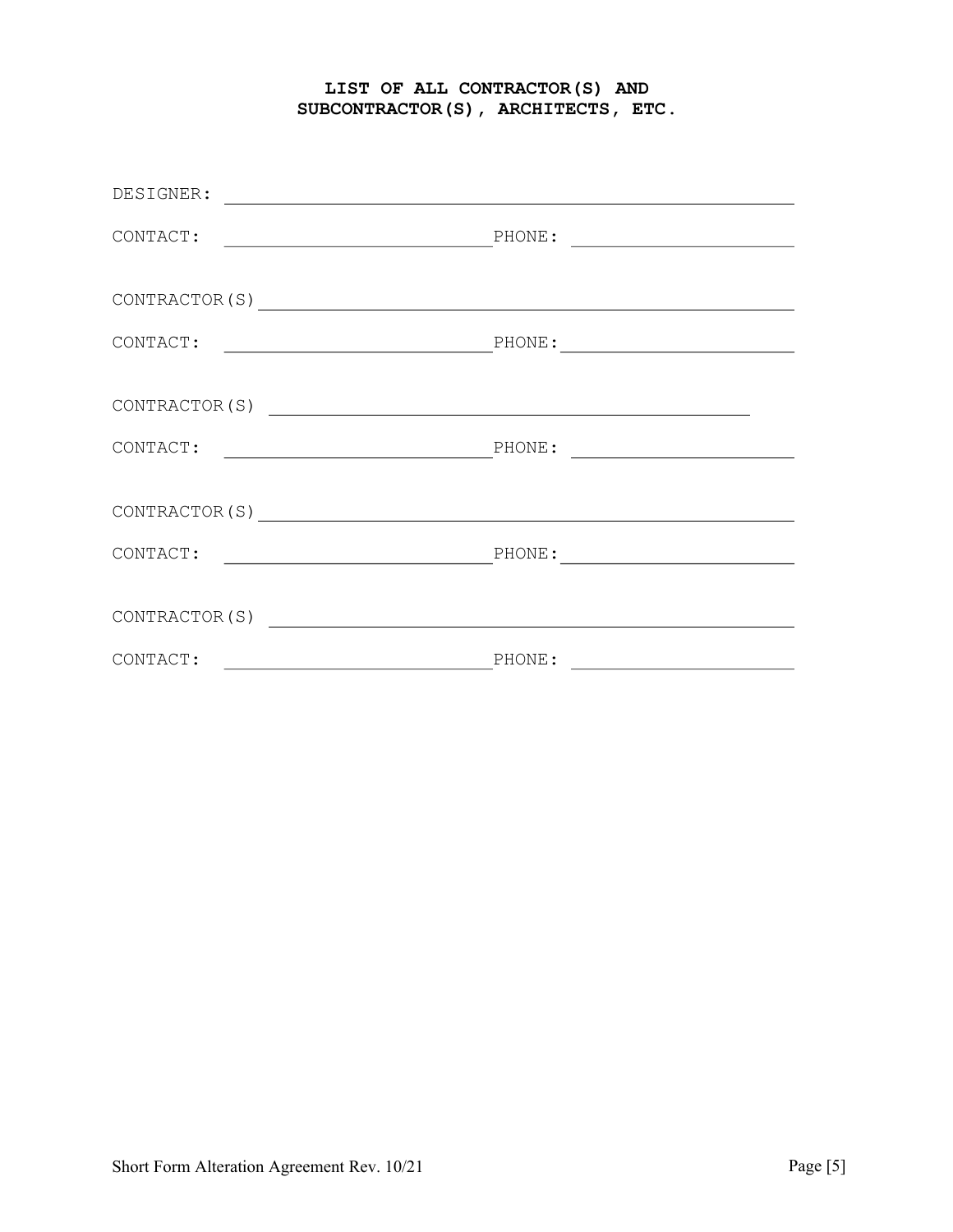## LIST OF ALL CONTRACTOR(S) AND SUBCONTRACTOR(S), ARCHITECTS, ETC.

DESIGNER: ____________________________________________

CONTACT: ______________________ PHONE: ____________________

CONTRACTOR(S) ____________________________________________

CONTACT: ______________________ PHONE: ____________________

CONTRACTOR(S) ____________________________________________

CONTACT: ______________________ PHONE: ____________________

CONTRACTOR(S) ____________________________________________

CONTACT: ______________________ PHONE: ____________________

CONTRACTOR(S) ____________________________________________

CONTACT: ______________________ PHONE: ____________________

Short Form Alteration Agreement Rev. 10/21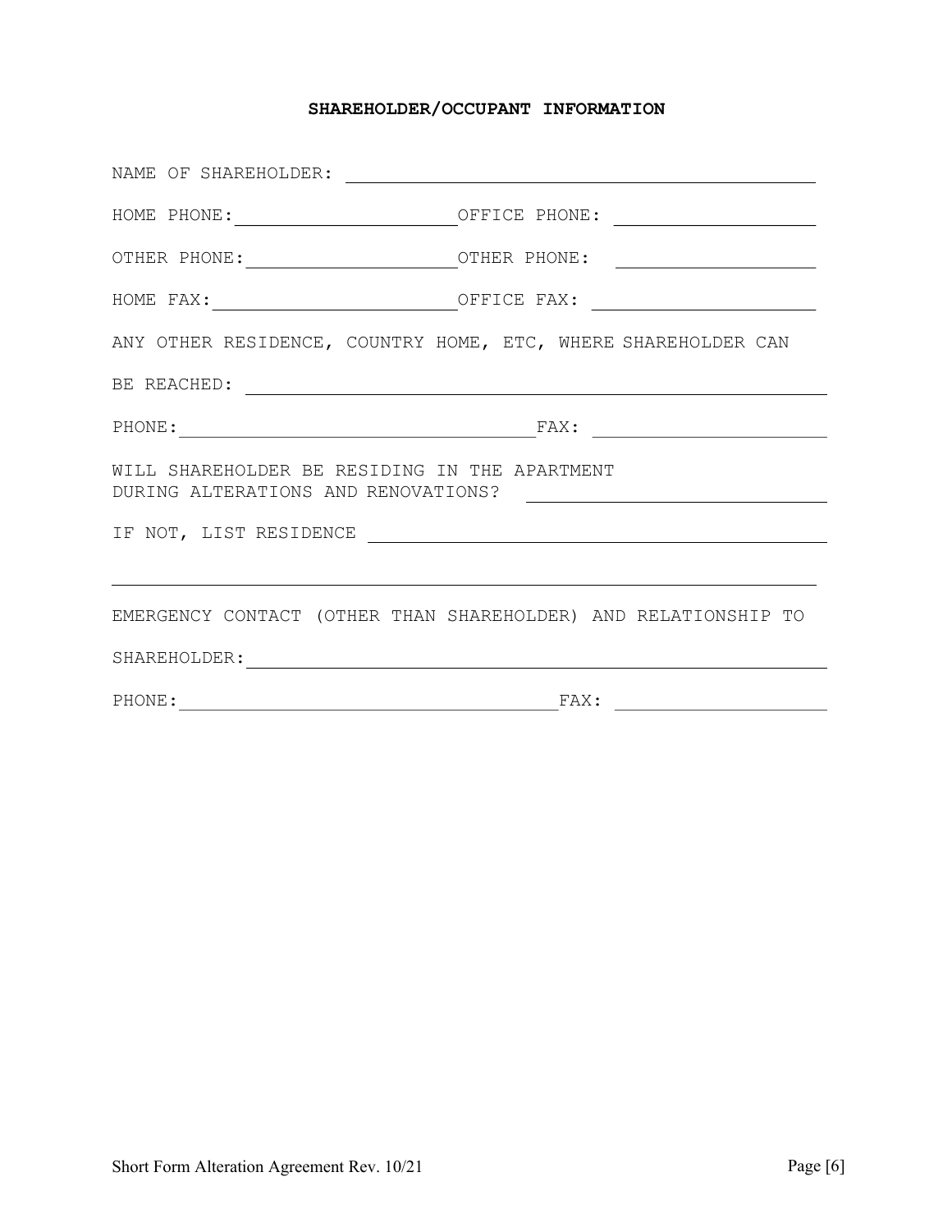## SHAREHOLDER/OCCUPANT INFORMATION

NAME OF SHAREHOLDER: ______________________________________________

HOME PHONE: ______________________ OFFICE PHONE: ____________________

OTHER PHONE: _____________________ OTHER PHONE: ____________________

HOME FAX: ________________________ OFFICE FAX: _____________________

ANY OTHER RESIDENCE, COUNTRY HOME, ETC, WHERE SHAREHOLDER CAN

BE REACHED: ______________________________________________________

PHONE: ____________________________________ FAX: _____________________

WILL SHAREHOLDER BE RESIDING IN THE APARTMENT
DURING ALTERATIONS AND RENOVATIONS? ______________________________

IF NOT, LIST RESIDENCE ____________________________________________

__________________________________________________________________

EMERGENCY CONTACT (OTHER THAN SHAREHOLDER) AND RELATIONSHIP TO

SHAREHOLDER: _____________________________________________________

PHONE: ____________________________________ FAX: _____________________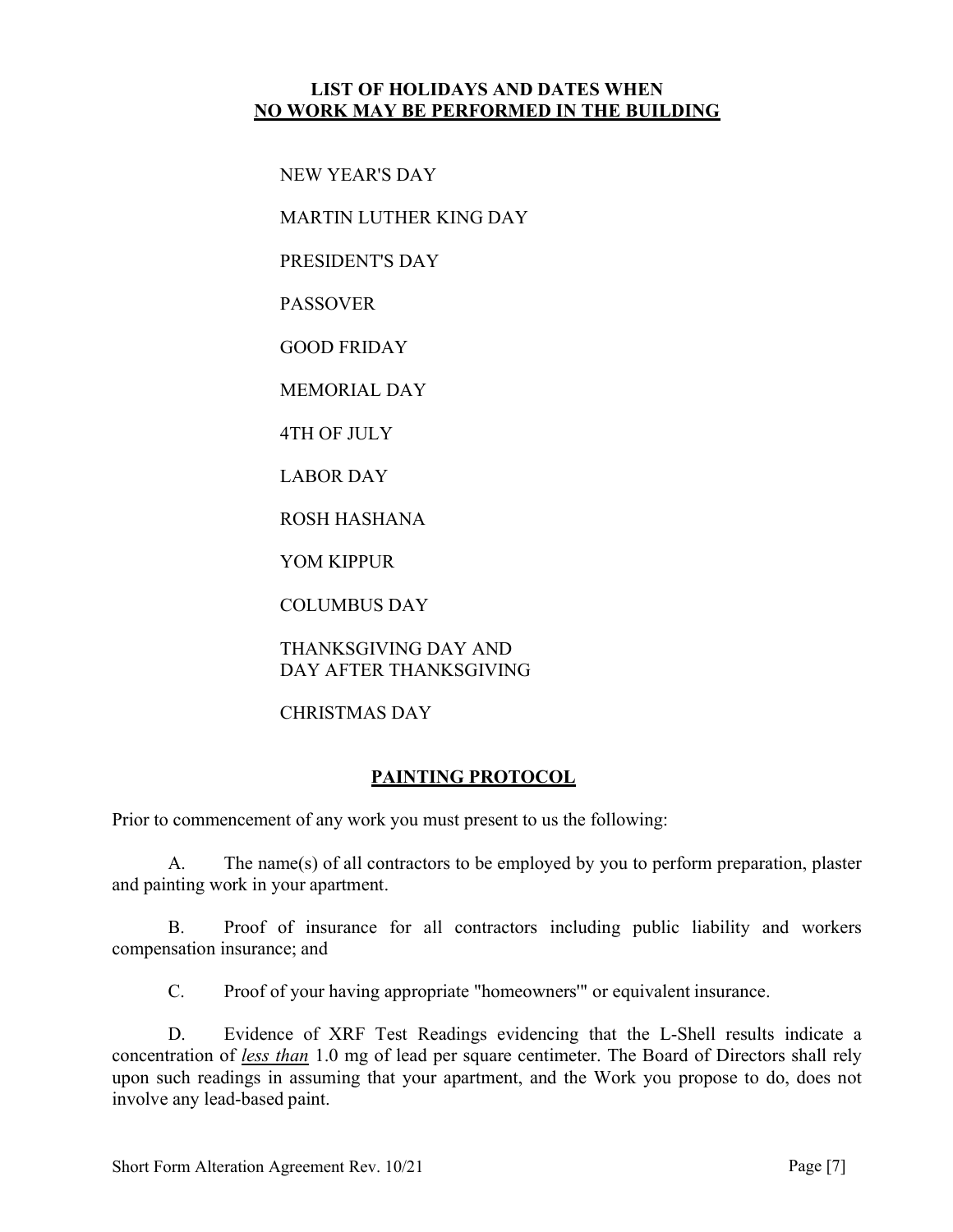## LIST OF HOLIDAYS AND DATES WHEN NO WORK MAY BE PERFORMED IN THE BUILDING

NEW YEAR'S DAY

MARTIN LUTHER KING DAY

PRESIDENT'S DAY

PASSOVER

GOOD FRIDAY

MEMORIAL DAY

4TH OF JULY

LABOR DAY

ROSH HASHANA

YOM KIPPUR

COLUMBUS DAY

THANKSGIVING DAY AND
DAY AFTER THANKSGIVING

CHRISTMAS DAY

## PAINTING PROTOCOL

Prior to commencement of any work you must present to us the following:

A. The name(s) of all contractors to be employed by you to perform preparation, plaster and painting work in your apartment.

B. Proof of insurance for all contractors including public liability and workers compensation insurance; and

C. Proof of your having appropriate "homeowners'" or equivalent insurance.

D. Evidence of XRF Test Readings evidencing that the L-Shell results indicate a concentration of ***less than*** 1.0 mg of lead per square centimeter. The Board of Directors shall rely upon such readings in assuming that your apartment, and the Work you propose to do, does not involve any lead-based paint.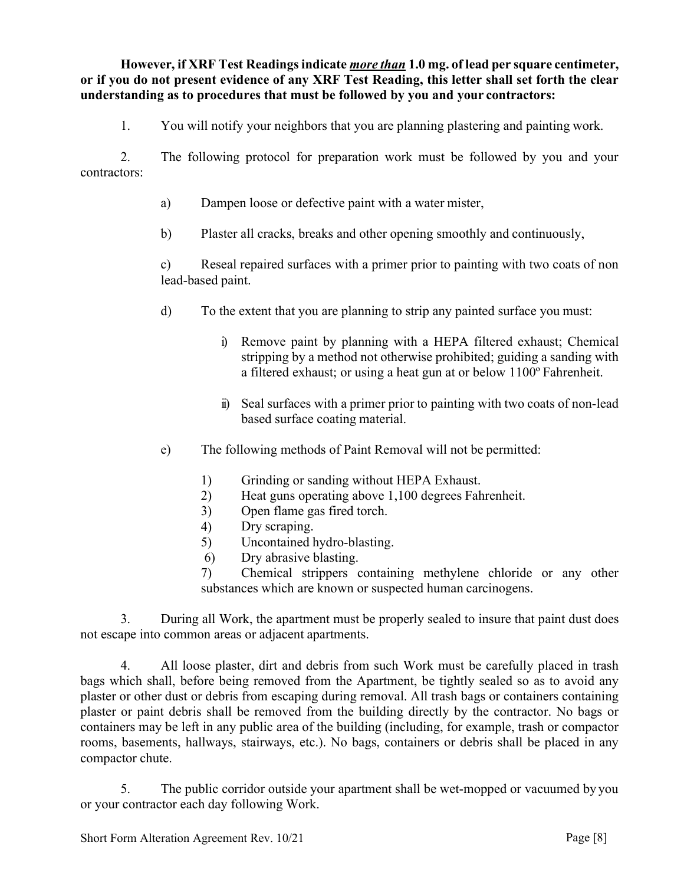**However, if XRF Test Readings indicate *more than* 1.0 mg. of lead per square centimeter, or if you do not present evidence of any XRF Test Reading, this letter shall set forth the clear understanding as to procedures that must be followed by you and your contractors:**

1. You will notify your neighbors that you are planning plastering and painting work.

2. The following protocol for preparation work must be followed by you and your contractors:

   a) Dampen loose or defective paint with a water mister,

   b) Plaster all cracks, breaks and other opening smoothly and continuously,

   c) Reseal repaired surfaces with a primer prior to painting with two coats of non lead-based paint.

   d) To the extent that you are planning to strip any painted surface you must:

      i) Remove paint by planning with a HEPA filtered exhaust; Chemical stripping by a method not otherwise prohibited; guiding a sanding with a filtered exhaust; or using a heat gun at or below 1100º Fahrenheit.

      ii) Seal surfaces with a primer prior to painting with two coats of non-lead based surface coating material.

   e) The following methods of Paint Removal will not be permitted:

      1) Grinding or sanding without HEPA Exhaust.
      2) Heat guns operating above 1,100 degrees Fahrenheit.
      3) Open flame gas fired torch.
      4) Dry scraping.
      5) Uncontained hydro-blasting.
      6) Dry abrasive blasting.
      7) Chemical strippers containing methylene chloride or any other substances which are known or suspected human carcinogens.

3. During all Work, the apartment must be properly sealed to insure that paint dust does not escape into common areas or adjacent apartments.

4. All loose plaster, dirt and debris from such Work must be carefully placed in trash bags which shall, before being removed from the Apartment, be tightly sealed so as to avoid any plaster or other dust or debris from escaping during removal. All trash bags or containers containing plaster or paint debris shall be removed from the building directly by the contractor. No bags or containers may be left in any public area of the building (including, for example, trash or compactor rooms, basements, hallways, stairways, etc.). No bags, containers or debris shall be placed in any compactor chute.

5. The public corridor outside your apartment shall be wet-mopped or vacuumed by you or your contractor each day following Work.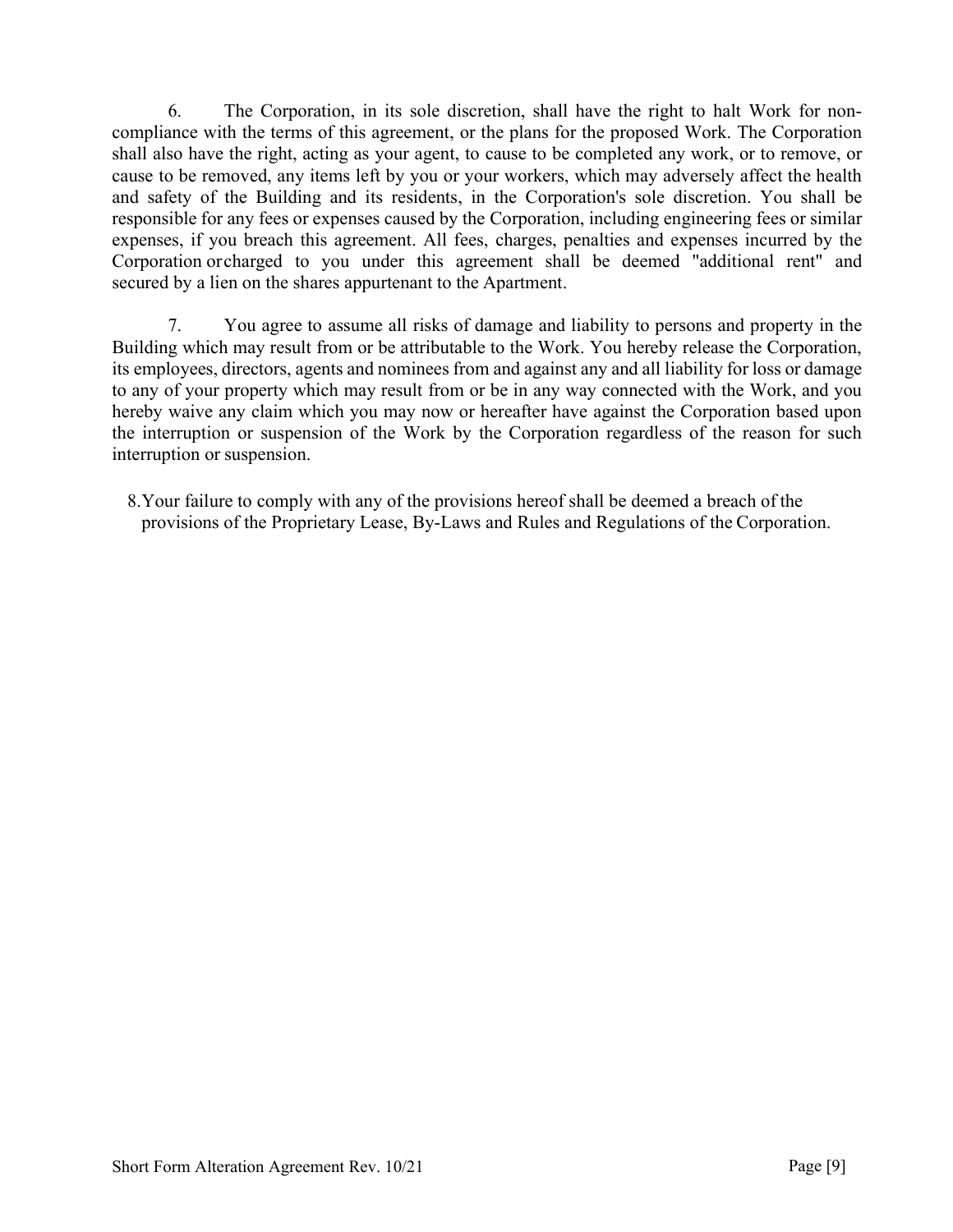6. The Corporation, in its sole discretion, shall have the right to halt Work for non-compliance with the terms of this agreement, or the plans for the proposed Work. The Corporation shall also have the right, acting as your agent, to cause to be completed any work, or to remove, or cause to be removed, any items left by you or your workers, which may adversely affect the health and safety of the Building and its residents, in the Corporation's sole discretion. You shall be responsible for any fees or expenses caused by the Corporation, including engineering fees or similar expenses, if you breach this agreement. All fees, charges, penalties and expenses incurred by the Corporation orcharged to you under this agreement shall be deemed "additional rent" and secured by a lien on the shares appurtenant to the Apartment.

7. You agree to assume all risks of damage and liability to persons and property in the Building which may result from or be attributable to the Work. You hereby release the Corporation, its employees, directors, agents and nominees from and against any and all liability for loss or damage to any of your property which may result from or be in any way connected with the Work, and you hereby waive any claim which you may now or hereafter have against the Corporation based upon the interruption or suspension of the Work by the Corporation regardless of the reason for such interruption or suspension.

8. Your failure to comply with any of the provisions hereof shall be deemed a breach of the provisions of the Proprietary Lease, By-Laws and Rules and Regulations of the Corporation.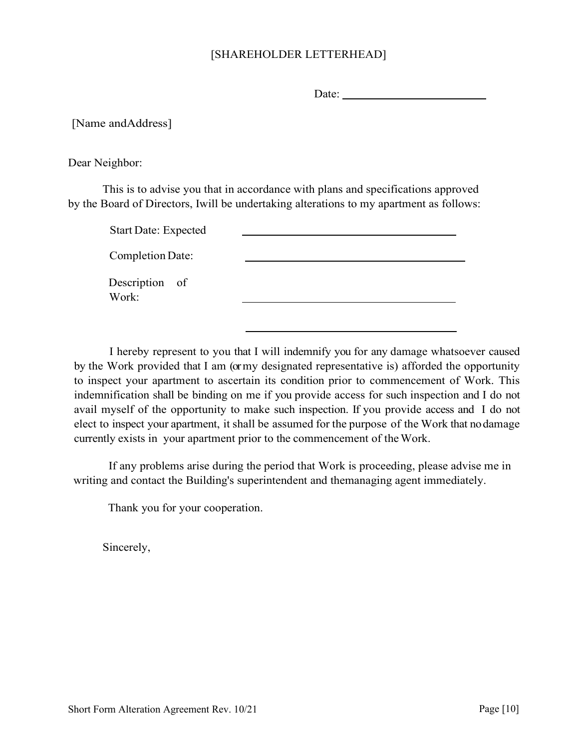[SHAREHOLDER LETTERHEAD]

Date: ________________________

[Name and Address]

Dear Neighbor:

This is to advise you that in accordance with plans and specifications approved by the Board of Directors, I will be undertaking alterations to my apartment as follows:

Start Date: Expected ________________________________________

Completion Date: ________________________________________

Description of Work: ________________________________________

________________________________________

I hereby represent to you that I will indemnify you for any damage whatsoever caused by the Work provided that I am (or my designated representative is) afforded the opportunity to inspect your apartment to ascertain its condition prior to commencement of Work. This indemnification shall be binding on me if you provide access for such inspection and I do not avail myself of the opportunity to make such inspection. If you provide access and I do not elect to inspect your apartment, it shall be assumed for the purpose of the Work that no damage currently exists in your apartment prior to the commencement of the Work.

If any problems arise during the period that Work is proceeding, please advise me in writing and contact the Building's superintendent and the managing agent immediately.

Thank you for your cooperation.

Sincerely,

Short Form Alteration Agreement Rev. 10/21